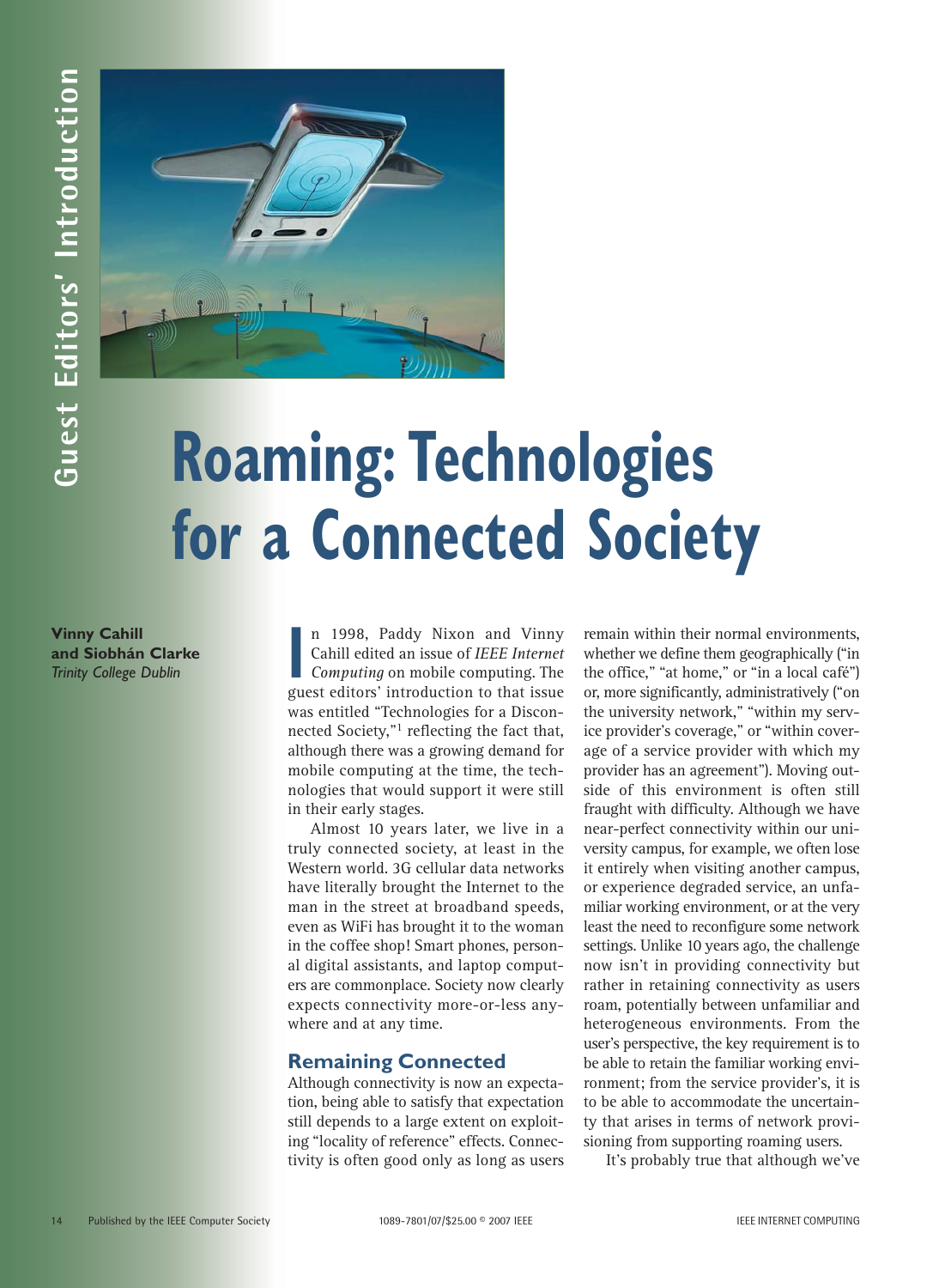# Roaming: Technologies for a Connected Society

**Vinny Cahill and Siobhán Clarke**
*Trinity College Dublin*

In 1998, Paddy Nixon and Vinny Cahill edited an issue of *IEEE Internet Computing* on mobile computing. The guest editors' introduction to that issue was entitled "Technologies for a Disconnected Society,"[1] reflecting the fact that, although there was a growing demand for mobile computing at the time, the technologies that would support it were still in their early stages.

Almost 10 years later, we live in a truly connected society, at least in the Western world. 3G cellular data networks have literally brought the Internet to the man in the street at broadband speeds, even as WiFi has brought it to the woman in the coffee shop! Smart phones, personal digital assistants, and laptop computers are commonplace. Society now clearly expects connectivity more-or-less anywhere and at any time.

## Remaining Connected

Although connectivity is now an expectation, being able to satisfy that expectation still depends to a large extent on exploiting "locality of reference" effects. Connectivity is often good only as long as users remain within their normal environments, whether we define them geographically ("in the office," "at home," or "in a local café") or, more significantly, administratively ("on the university network," "within my service provider's coverage," or "within coverage of a service provider with which my provider has an agreement"). Moving outside of this environment is often still fraught with difficulty. Although we have near-perfect connectivity within our university campus, for example, we often lose it entirely when visiting another campus, or experience degraded service, an unfamiliar working environment, or at the very least the need to reconfigure some network settings. Unlike 10 years ago, the challenge now isn't in providing connectivity but rather in retaining connectivity as users roam, potentially between unfamiliar and heterogeneous environments. From the user's perspective, the key requirement is to be able to retain the familiar working environment; from the service provider's, it is to be able to accommodate the uncertainty that arises in terms of network provisioning from supporting roaming users.

It's probably true that although we've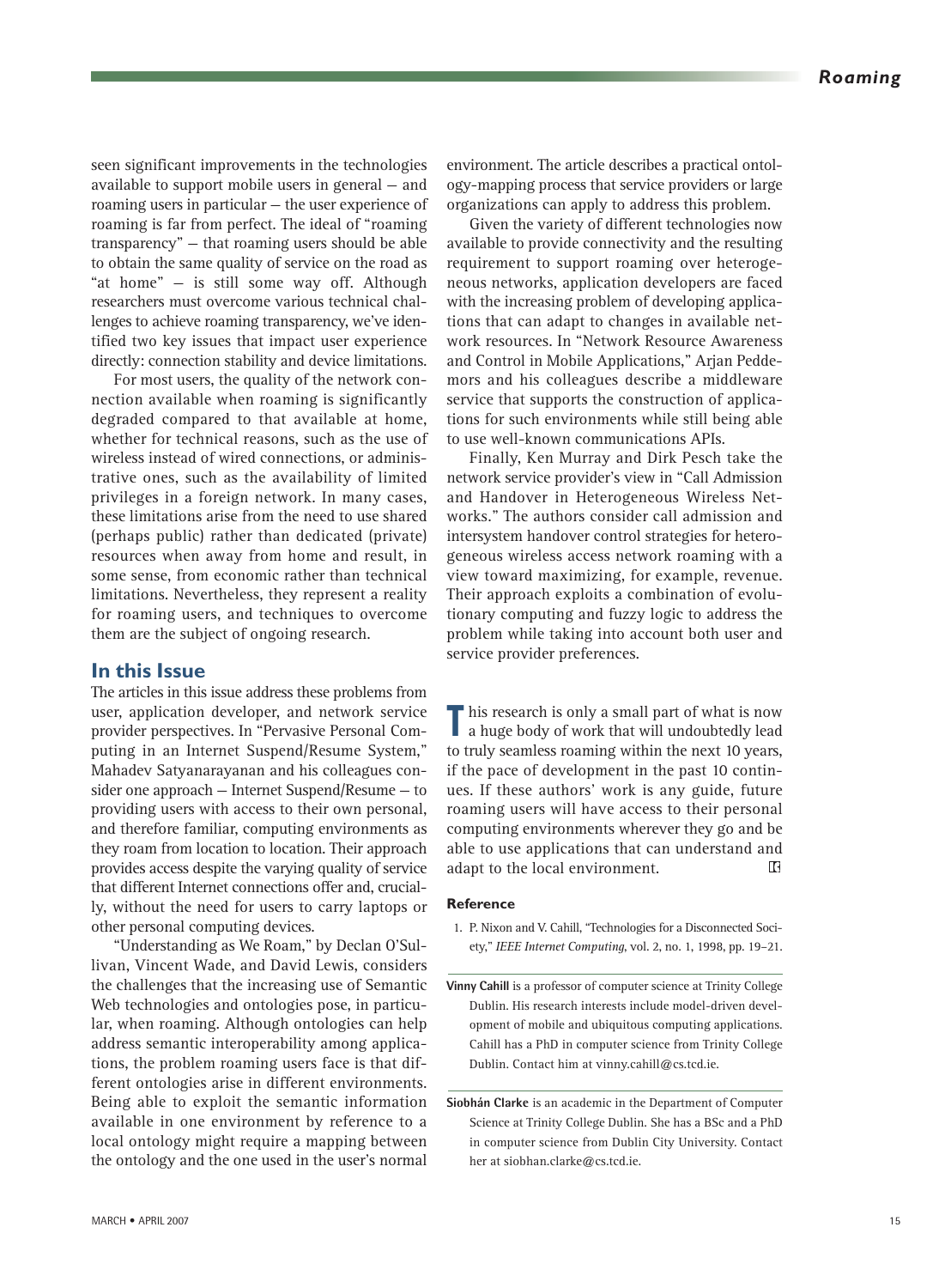seen significant improvements in the technologies available to support mobile users in general — and roaming users in particular — the user experience of roaming is far from perfect. The ideal of "roaming transparency" — that roaming users should be able to obtain the same quality of service on the road as "at home" — is still some way off. Although researchers must overcome various technical challenges to achieve roaming transparency, we've identified two key issues that impact user experience directly: connection stability and device limitations.

For most users, the quality of the network connection available when roaming is significantly degraded compared to that available at home, whether for technical reasons, such as the use of wireless instead of wired connections, or administrative ones, such as the availability of limited privileges in a foreign network. In many cases, these limitations arise from the need to use shared (perhaps public) rather than dedicated (private) resources when away from home and result, in some sense, from economic rather than technical limitations. Nevertheless, they represent a reality for roaming users, and techniques to overcome them are the subject of ongoing research.

## In this Issue

The articles in this issue address these problems from user, application developer, and network service provider perspectives. In "Pervasive Personal Computing in an Internet Suspend/Resume System," Mahadev Satyanarayanan and his colleagues consider one approach — Internet Suspend/Resume — to providing users with access to their own personal, and therefore familiar, computing environments as they roam from location to location. Their approach provides access despite the varying quality of service that different Internet connections offer and, crucially, without the need for users to carry laptops or other personal computing devices.

"Understanding as We Roam," by Declan O'Sullivan, Vincent Wade, and David Lewis, considers the challenges that the increasing use of Semantic Web technologies and ontologies pose, in particular, when roaming. Although ontologies can help address semantic interoperability among applications, the problem roaming users face is that different ontologies arise in different environments. Being able to exploit the semantic information available in one environment by reference to a local ontology might require a mapping between the ontology and the one used in the user's normal environment. The article describes a practical ontology-mapping process that service providers or large organizations can apply to address this problem.

Given the variety of different technologies now available to provide connectivity and the resulting requirement to support roaming over heterogeneous networks, application developers are faced with the increasing problem of developing applications that can adapt to changes in available network resources. In "Network Resource Awareness and Control in Mobile Applications," Arjan Peddemors and his colleagues describe a middleware service that supports the construction of applications for such environments while still being able to use well-known communications APIs.

Finally, Ken Murray and Dirk Pesch take the network service provider's view in "Call Admission and Handover in Heterogeneous Wireless Networks." The authors consider call admission and intersystem handover control strategies for heterogeneous wireless access network roaming with a view toward maximizing, for example, revenue. Their approach exploits a combination of evolutionary computing and fuzzy logic to address the problem while taking into account both user and service provider preferences.

This research is only a small part of what is now a huge body of work that will undoubtedly lead to truly seamless roaming within the next 10 years, if the pace of development in the past 10 continues. If these authors' work is any guide, future roaming users will have access to their personal computing environments wherever they go and be able to use applications that can understand and adapt to the local environment.

### Reference

1. P. Nixon and V. Cahill, "Technologies for a Disconnected Society," *IEEE Internet Computing*, vol. 2, no. 1, 1998, pp. 19–21.

**Vinny Cahill** is a professor of computer science at Trinity College Dublin. His research interests include model-driven development of mobile and ubiquitous computing applications. Cahill has a PhD in computer science from Trinity College Dublin. Contact him at vinny.cahill@cs.tcd.ie.

**Siobhán Clarke** is an academic in the Department of Computer Science at Trinity College Dublin. She has a BSc and a PhD in computer science from Dublin City University. Contact her at siobhan.clarke@cs.tcd.ie.